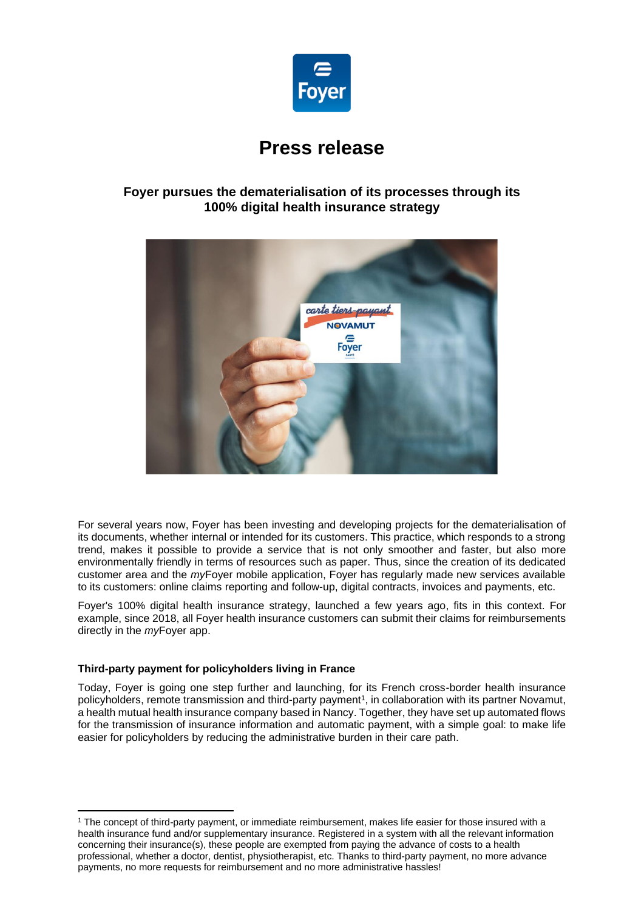# Press release

## Foyer pursues the dematerialisation of its processes through its 100% digital health insurance strategy

For several years now, Foyer has been investing and developing projects for the dematerialisation of its documents, whether internal or intended for its customers. This practice, which responds to a strong trend, makes it possible to provide a service that is not only smoother and faster, but also more environmentally friendly in terms of resources such as paper. Thus, since the creation of its dedicated customer area and the *my*Foyer mobile application, Foyer has regularly made new services available to its customers: online claims reporting and follow-up, digital contracts, invoices and payments, etc.

Foyer's 100% digital health insurance strategy, launched a few years ago, fits in this context. For example, since 2018, all Foyer health insurance customers can submit their claims for reimbursements directly in the *my*Foyer app.

### Third-party payment for policyholders living in France

Today, Foyer is going one step further and launching, for its French cross-border health insurance policyholders, remote transmission and third-party payment[1], in collaboration with its partner Novamut, a health mutual health insurance company based in Nancy. Together, they have set up automated flows for the transmission of insurance information and automatic payment, with a simple goal: to make life easier for policyholders by reducing the administrative burden in their care path.

[1] The concept of third-party payment, or immediate reimbursement, makes life easier for those insured with a health insurance fund and/or supplementary insurance. Registered in a system with all the relevant information concerning their insurance(s), these people are exempted from paying the advance of costs to a health professional, whether a doctor, dentist, physiotherapist, etc. Thanks to third-party payment, no more advance payments, no more requests for reimbursement and no more administrative hassles!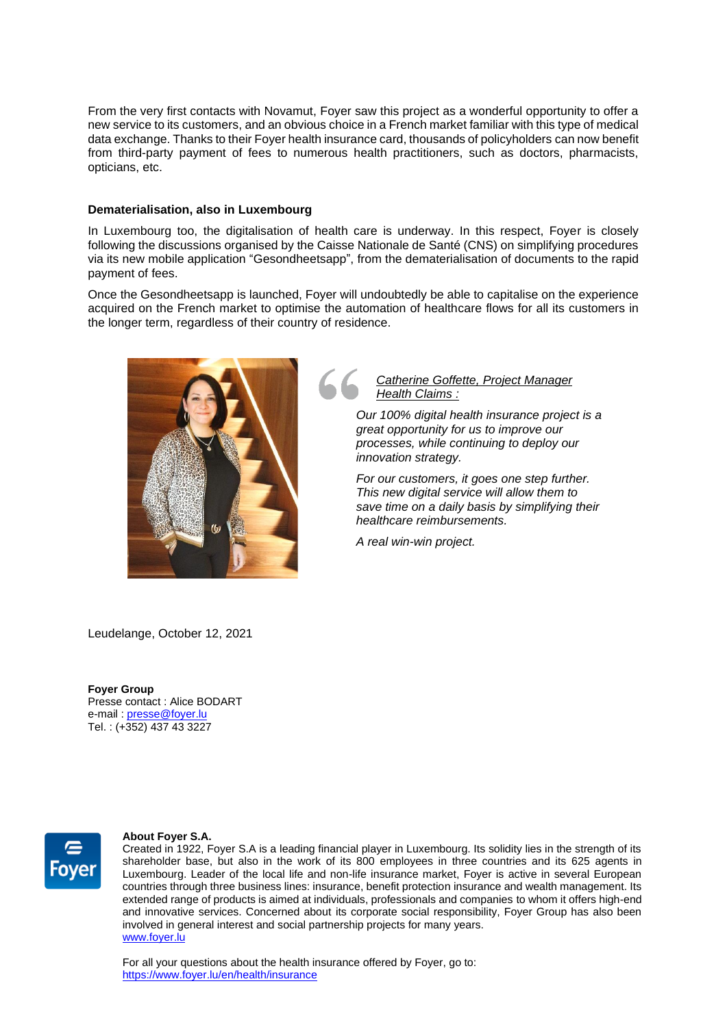From the very first contacts with Novamut, Foyer saw this project as a wonderful opportunity to offer a new service to its customers, and an obvious choice in a French market familiar with this type of medical data exchange. Thanks to their Foyer health insurance card, thousands of policyholders can now benefit from third-party payment of fees to numerous health practitioners, such as doctors, pharmacists, opticians, etc.

**Dematerialisation, also in Luxembourg**

In Luxembourg too, the digitalisation of health care is underway. In this respect, Foyer is closely following the discussions organised by the Caisse Nationale de Santé (CNS) on simplifying procedures via its new mobile application "Gesondheetsapp", from the dematerialisation of documents to the rapid payment of fees.

Once the Gesondheetsapp is launched, Foyer will undoubtedly be able to capitalise on the experience acquired on the French market to optimise the automation of healthcare flows for all its customers in the longer term, regardless of their country of residence.

*Catherine Goffette, Project Manager Health Claims :*

*Our 100% digital health insurance project is a great opportunity for us to improve our processes, while continuing to deploy our innovation strategy.*

*For our customers, it goes one step further. This new digital service will allow them to save time on a daily basis by simplifying their healthcare reimbursements.*

*A real win-win project.*

Leudelange, October 12, 2021

**Foyer Group**
Presse contact : Alice BODART
e-mail : presse@foyer.lu
Tel. : (+352) 437 43 3227

**About Foyer S.A.**
Created in 1922, Foyer S.A is a leading financial player in Luxembourg. Its solidity lies in the strength of its shareholder base, but also in the work of its 800 employees in three countries and its 625 agents in Luxembourg. Leader of the local life and non-life insurance market, Foyer is active in several European countries through three business lines: insurance, benefit protection insurance and wealth management. Its extended range of products is aimed at individuals, professionals and companies to whom it offers high-end and innovative services. Concerned about its corporate social responsibility, Foyer Group has also been involved in general interest and social partnership projects for many years.
www.foyer.lu

For all your questions about the health insurance offered by Foyer, go to:
https://www.foyer.lu/en/health/insurance